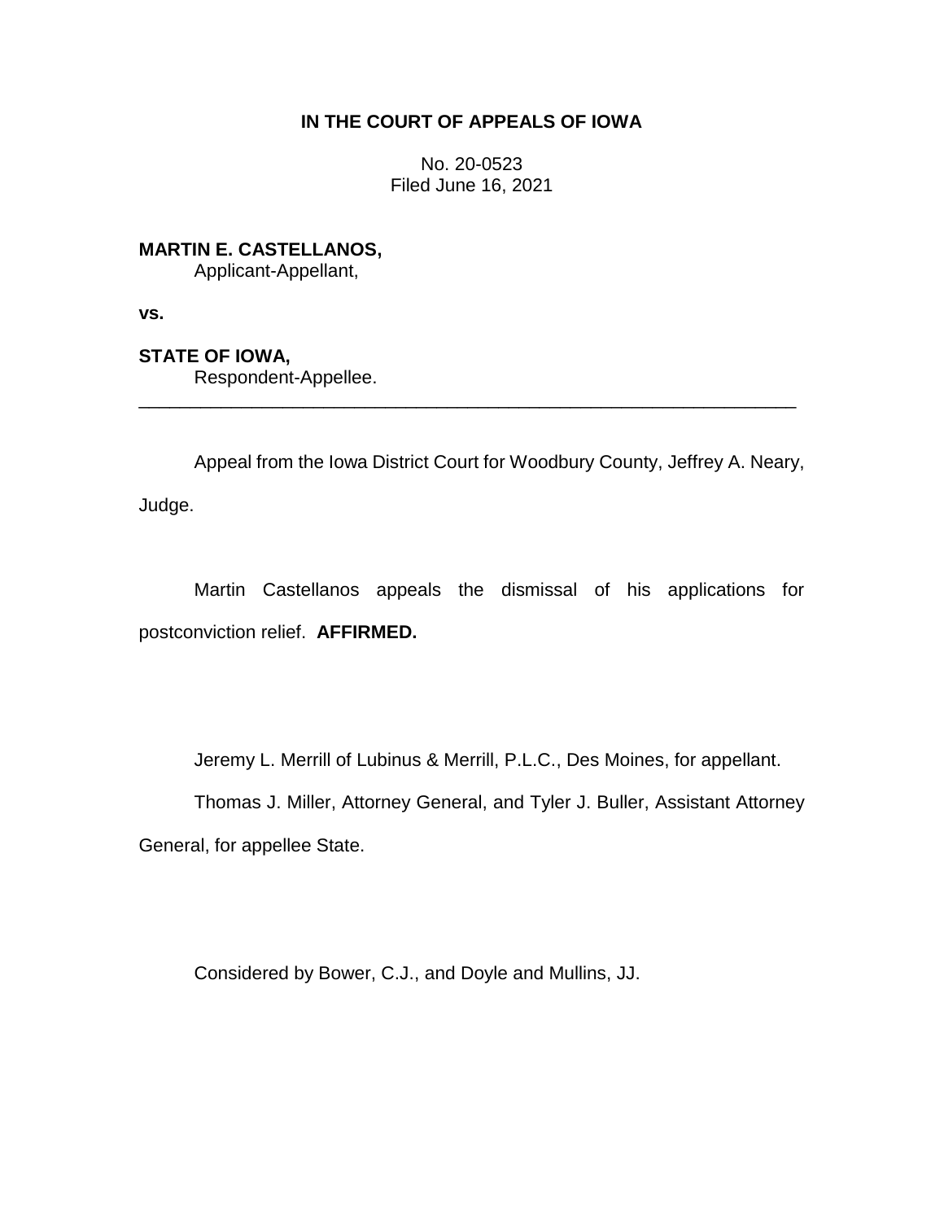# IN THE COURT OF APPEALS OF IOWA

No. 20-0523
Filed June 16, 2021

**MARTIN E. CASTELLANOS,**
Applicant-Appellant,

**vs.**

**STATE OF IOWA,**
Respondent-Appellee.

---

Appeal from the Iowa District Court for Woodbury County, Jeffrey A. Neary, Judge.

Martin Castellanos appeals the dismissal of his applications for postconviction relief. **AFFIRMED.**

Jeremy L. Merrill of Lubinus & Merrill, P.L.C., Des Moines, for appellant.

Thomas J. Miller, Attorney General, and Tyler J. Buller, Assistant Attorney General, for appellee State.

Considered by Bower, C.J., and Doyle and Mullins, JJ.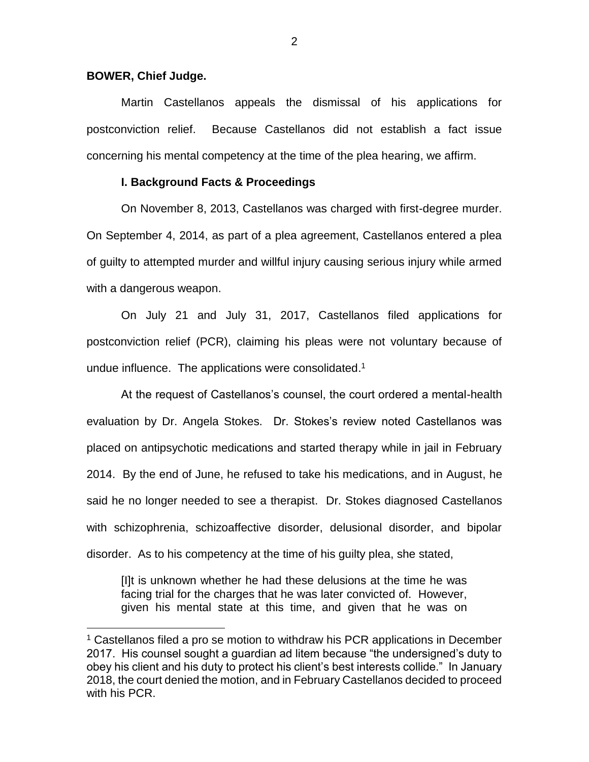**BOWER, Chief Judge.**

Martin Castellanos appeals the dismissal of his applications for postconviction relief. Because Castellanos did not establish a fact issue concerning his mental competency at the time of the plea hearing, we affirm.

**I. Background Facts & Proceedings**

On November 8, 2013, Castellanos was charged with first-degree murder. On September 4, 2014, as part of a plea agreement, Castellanos entered a plea of guilty to attempted murder and willful injury causing serious injury while armed with a dangerous weapon.

On July 21 and July 31, 2017, Castellanos filed applications for postconviction relief (PCR), claiming his pleas were not voluntary because of undue influence. The applications were consolidated.[1]

At the request of Castellanos's counsel, the court ordered a mental-health evaluation by Dr. Angela Stokes. Dr. Stokes's review noted Castellanos was placed on antipsychotic medications and started therapy while in jail in February 2014. By the end of June, he refused to take his medications, and in August, he said he no longer needed to see a therapist. Dr. Stokes diagnosed Castellanos with schizophrenia, schizoaffective disorder, delusional disorder, and bipolar disorder. As to his competency at the time of his guilty plea, she stated,

> [I]t is unknown whether he had these delusions at the time he was facing trial for the charges that he was later convicted of. However, given his mental state at this time, and given that he was on

[1] Castellanos filed a pro se motion to withdraw his PCR applications in December 2017. His counsel sought a guardian ad litem because "the undersigned's duty to obey his client and his duty to protect his client's best interests collide." In January 2018, the court denied the motion, and in February Castellanos decided to proceed with his PCR.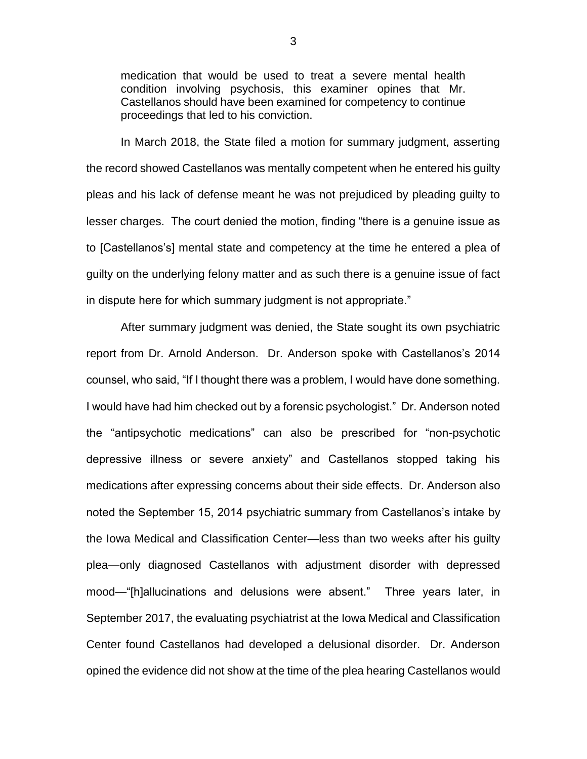> medication that would be used to treat a severe mental health condition involving psychosis, this examiner opines that Mr. Castellanos should have been examined for competency to continue proceedings that led to his conviction.

In March 2018, the State filed a motion for summary judgment, asserting the record showed Castellanos was mentally competent when he entered his guilty pleas and his lack of defense meant he was not prejudiced by pleading guilty to lesser charges. The court denied the motion, finding "there is a genuine issue as to [Castellanos's] mental state and competency at the time he entered a plea of guilty on the underlying felony matter and as such there is a genuine issue of fact in dispute here for which summary judgment is not appropriate."

After summary judgment was denied, the State sought its own psychiatric report from Dr. Arnold Anderson. Dr. Anderson spoke with Castellanos's 2014 counsel, who said, "If I thought there was a problem, I would have done something. I would have had him checked out by a forensic psychologist." Dr. Anderson noted the "antipsychotic medications" can also be prescribed for "non-psychotic depressive illness or severe anxiety" and Castellanos stopped taking his medications after expressing concerns about their side effects. Dr. Anderson also noted the September 15, 2014 psychiatric summary from Castellanos's intake by the Iowa Medical and Classification Center—less than two weeks after his guilty plea—only diagnosed Castellanos with adjustment disorder with depressed mood—"[h]allucinations and delusions were absent." Three years later, in September 2017, the evaluating psychiatrist at the Iowa Medical and Classification Center found Castellanos had developed a delusional disorder. Dr. Anderson opined the evidence did not show at the time of the plea hearing Castellanos would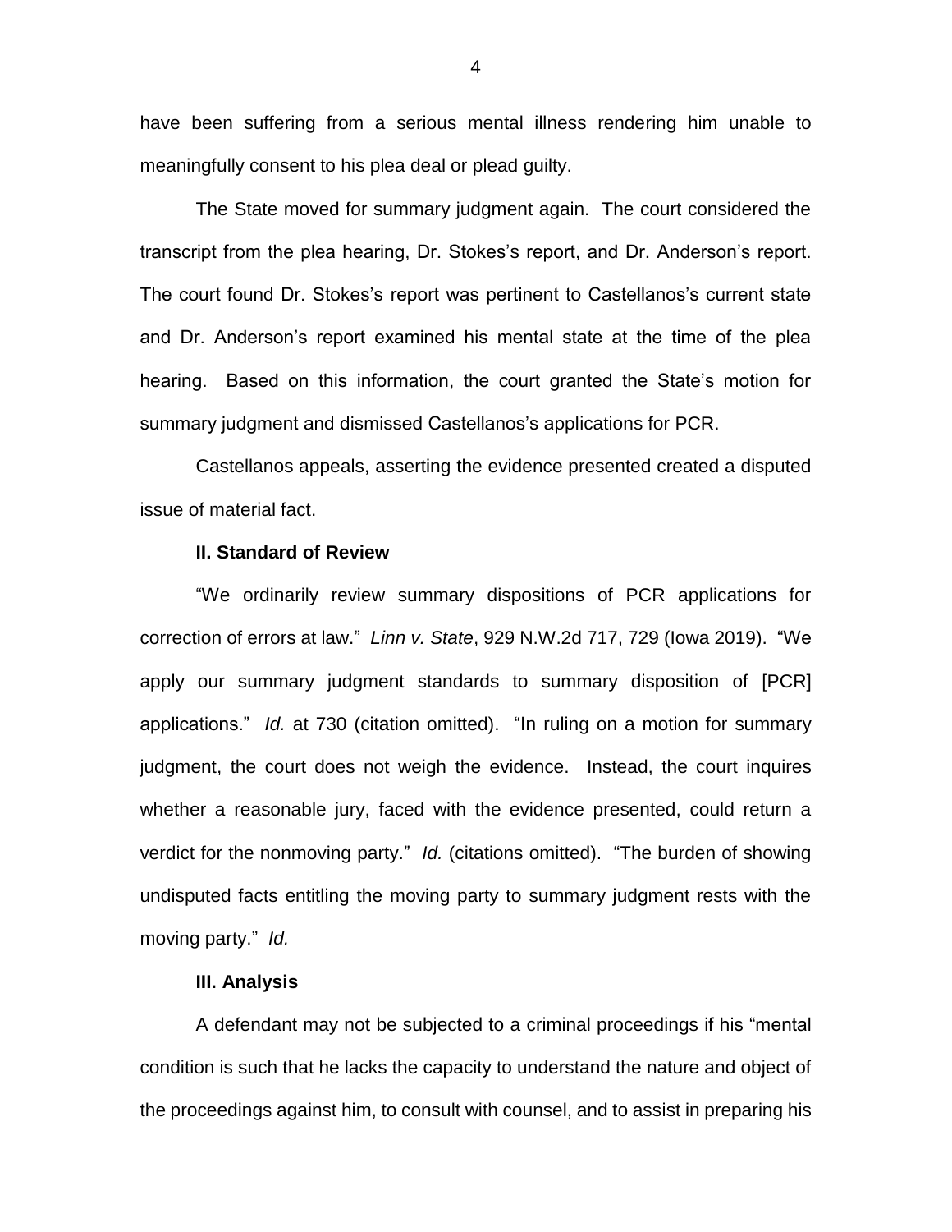have been suffering from a serious mental illness rendering him unable to meaningfully consent to his plea deal or plead guilty.

The State moved for summary judgment again. The court considered the transcript from the plea hearing, Dr. Stokes's report, and Dr. Anderson's report. The court found Dr. Stokes's report was pertinent to Castellanos's current state and Dr. Anderson's report examined his mental state at the time of the plea hearing. Based on this information, the court granted the State's motion for summary judgment and dismissed Castellanos's applications for PCR.

Castellanos appeals, asserting the evidence presented created a disputed issue of material fact.

### II. Standard of Review

"We ordinarily review summary dispositions of PCR applications for correction of errors at law." *Linn v. State*, 929 N.W.2d 717, 729 (Iowa 2019). "We apply our summary judgment standards to summary disposition of [PCR] applications." *Id.* at 730 (citation omitted). "In ruling on a motion for summary judgment, the court does not weigh the evidence. Instead, the court inquires whether a reasonable jury, faced with the evidence presented, could return a verdict for the nonmoving party." *Id.* (citations omitted). "The burden of showing undisputed facts entitling the moving party to summary judgment rests with the moving party." *Id.*

### III. Analysis

A defendant may not be subjected to a criminal proceedings if his "mental condition is such that he lacks the capacity to understand the nature and object of the proceedings against him, to consult with counsel, and to assist in preparing his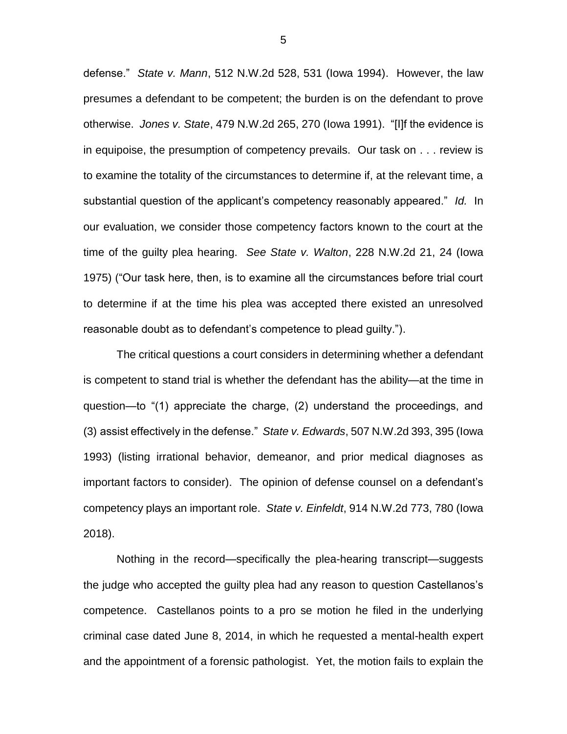defense." *State v. Mann*, 512 N.W.2d 528, 531 (Iowa 1994). However, the law presumes a defendant to be competent; the burden is on the defendant to prove otherwise. *Jones v. State*, 479 N.W.2d 265, 270 (Iowa 1991). "[I]f the evidence is in equipoise, the presumption of competency prevails. Our task on . . . review is to examine the totality of the circumstances to determine if, at the relevant time, a substantial question of the applicant's competency reasonably appeared." *Id.* In our evaluation, we consider those competency factors known to the court at the time of the guilty plea hearing. *See State v. Walton*, 228 N.W.2d 21, 24 (Iowa 1975) ("Our task here, then, is to examine all the circumstances before trial court to determine if at the time his plea was accepted there existed an unresolved reasonable doubt as to defendant's competence to plead guilty.").

The critical questions a court considers in determining whether a defendant is competent to stand trial is whether the defendant has the ability—at the time in question—to "(1) appreciate the charge, (2) understand the proceedings, and (3) assist effectively in the defense." *State v. Edwards*, 507 N.W.2d 393, 395 (Iowa 1993) (listing irrational behavior, demeanor, and prior medical diagnoses as important factors to consider). The opinion of defense counsel on a defendant's competency plays an important role. *State v. Einfeldt*, 914 N.W.2d 773, 780 (Iowa 2018).

Nothing in the record—specifically the plea-hearing transcript—suggests the judge who accepted the guilty plea had any reason to question Castellanos's competence. Castellanos points to a pro se motion he filed in the underlying criminal case dated June 8, 2014, in which he requested a mental-health expert and the appointment of a forensic pathologist. Yet, the motion fails to explain the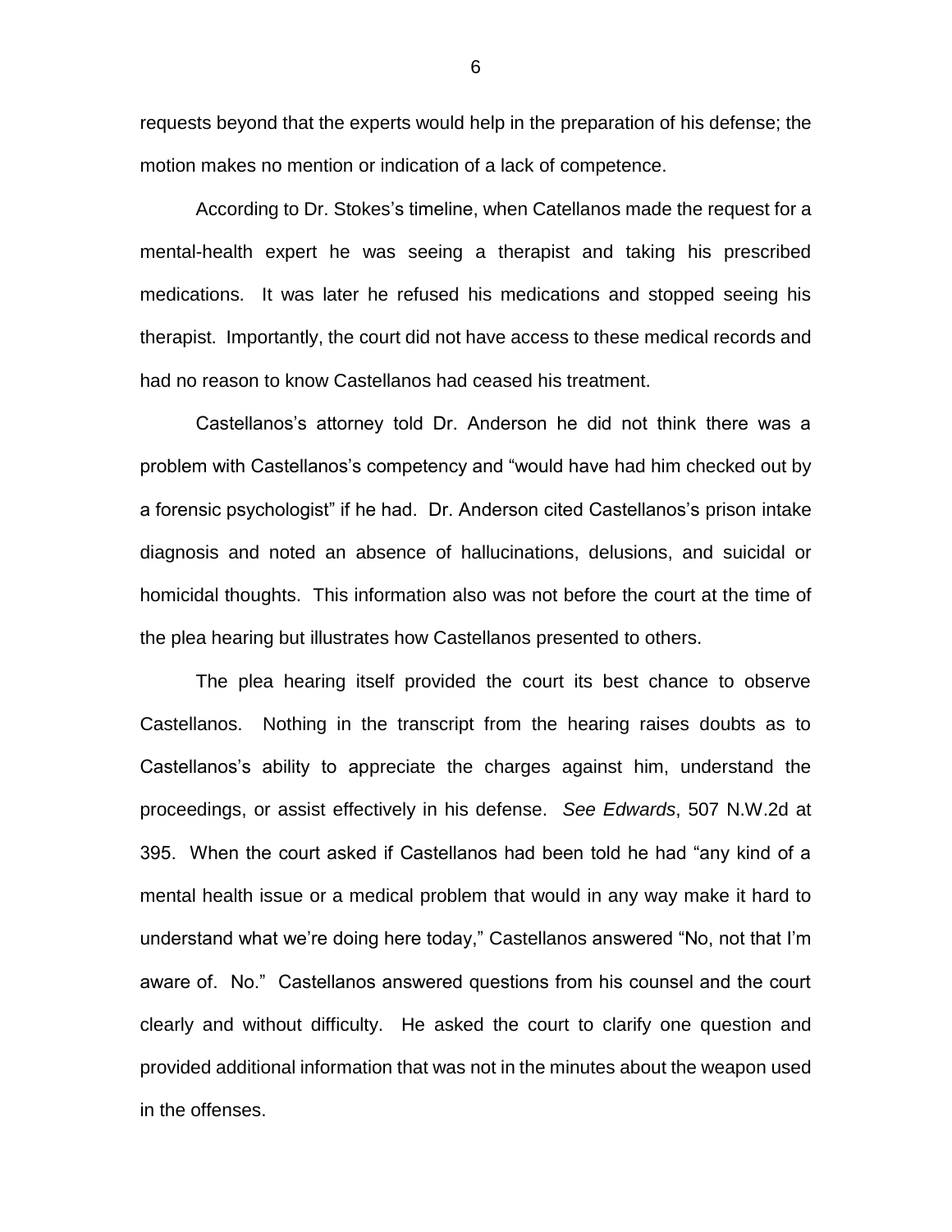requests beyond that the experts would help in the preparation of his defense; the motion makes no mention or indication of a lack of competence.

According to Dr. Stokes's timeline, when Catellanos made the request for a mental-health expert he was seeing a therapist and taking his prescribed medications. It was later he refused his medications and stopped seeing his therapist. Importantly, the court did not have access to these medical records and had no reason to know Castellanos had ceased his treatment.

Castellanos's attorney told Dr. Anderson he did not think there was a problem with Castellanos's competency and "would have had him checked out by a forensic psychologist" if he had. Dr. Anderson cited Castellanos's prison intake diagnosis and noted an absence of hallucinations, delusions, and suicidal or homicidal thoughts. This information also was not before the court at the time of the plea hearing but illustrates how Castellanos presented to others.

The plea hearing itself provided the court its best chance to observe Castellanos. Nothing in the transcript from the hearing raises doubts as to Castellanos's ability to appreciate the charges against him, understand the proceedings, or assist effectively in his defense. *See Edwards*, 507 N.W.2d at 395. When the court asked if Castellanos had been told he had "any kind of a mental health issue or a medical problem that would in any way make it hard to understand what we're doing here today," Castellanos answered "No, not that I'm aware of. No." Castellanos answered questions from his counsel and the court clearly and without difficulty. He asked the court to clarify one question and provided additional information that was not in the minutes about the weapon used in the offenses.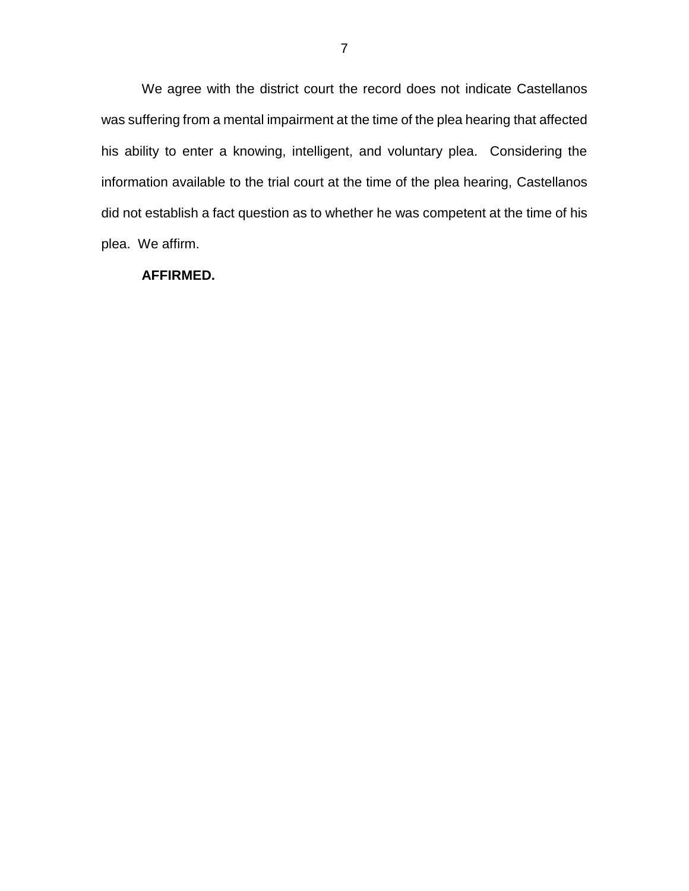We agree with the district court the record does not indicate Castellanos was suffering from a mental impairment at the time of the plea hearing that affected his ability to enter a knowing, intelligent, and voluntary plea. Considering the information available to the trial court at the time of the plea hearing, Castellanos did not establish a fact question as to whether he was competent at the time of his plea. We affirm.

**AFFIRMED.**